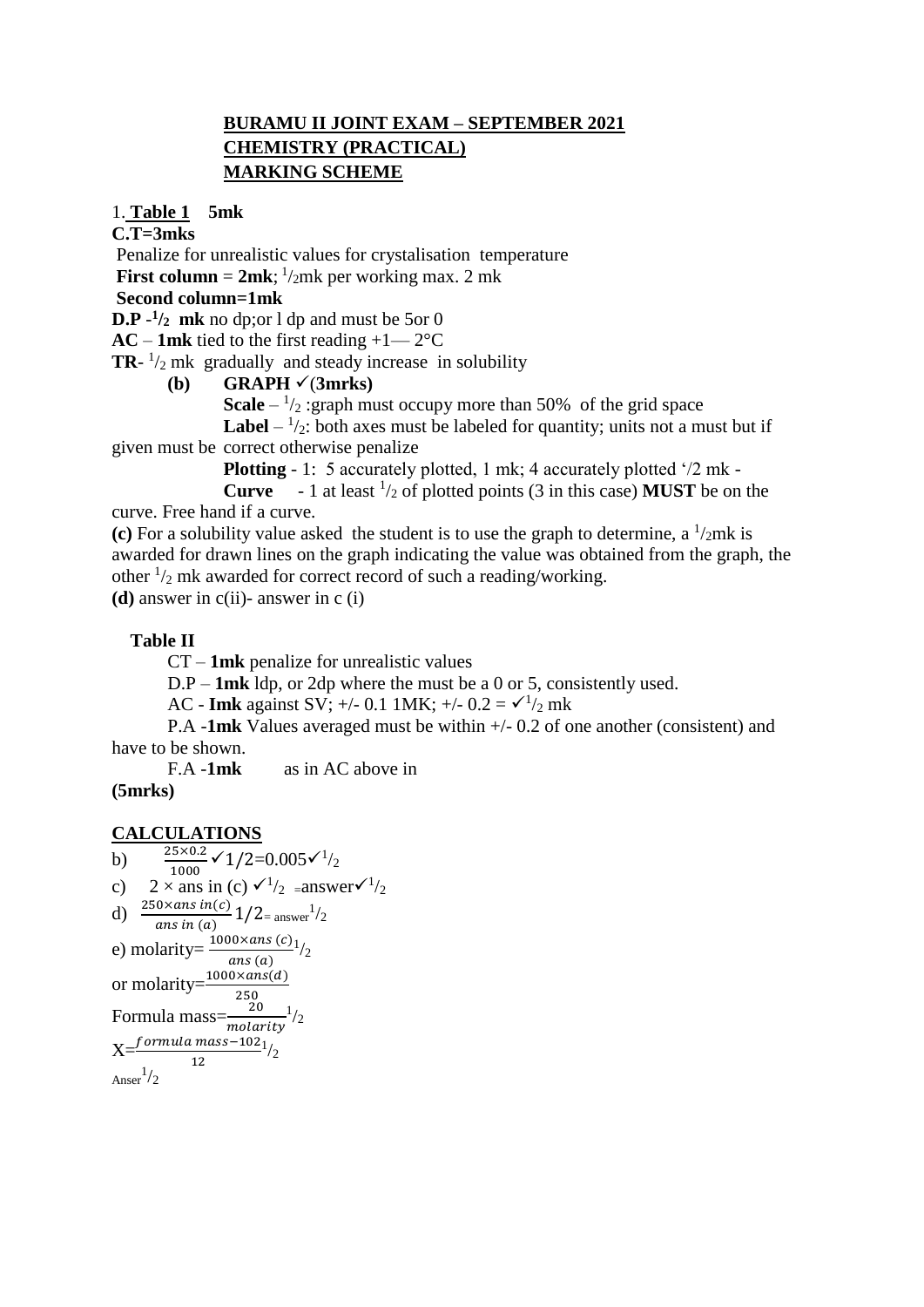# BURAMU II JOINT EXAM – SEPTEMBER 2021
## CHEMISTRY (PRACTICAL)
## MARKING SCHEME

1. **Table 1 5mk**

**C.T=3mks**

Penalize for unrealistic values for crystalisation temperature

**First column** = **2mk**; $^1/_2$mk per working max. 2 mk

**Second column=1mk**

**D.P** -$^1/_2$ **mk** no dp;or l dp and must be 5or 0

**AC** – **1mk** tied to the first reading +1— 2°C

**TR**- $^1/_2$ mk gradually and steady increase in solubility

**(b) GRAPH** ✓(**3mrks)**

**Scale** – $^1/_2$ :graph must occupy more than 50% of the grid space

**Label** – $^1/_2$: both axes must be labeled for quantity; units not a must but if given must be correct otherwise penalize

**Plotting** - 1: 5 accurately plotted, 1 mk; 4 accurately plotted '/2 mk -

**Curve** - 1 at least $^1/_2$ of plotted points (3 in this case) **MUST** be on the curve. Free hand if a curve.

**(c)** For a solubility value asked the student is to use the graph to determine, a $^1/_2$mk is awarded for drawn lines on the graph indicating the value was obtained from the graph, the other $^1/_2$ mk awarded for correct record of such a reading/working.

**(d)** answer in c(ii)- answer in c (i)

**Table II**

CT – **1mk** penalize for unrealistic values

D.P – **1mk** ldp, or 2dp where the must be a 0 or 5, consistently used.

AC - **Imk** against SV; +/- 0.1 1MK; +/- 0.2 = ✓$^1/_2$ mk

P.A -**1mk** Values averaged must be within +/- 0.2 of one another (consistent) and have to be shown.

F.A -**1mk** as in AC above in

**(5mrks)**

## CALCULATIONS

b) $\frac{25\times0.2}{1000}$ ✓$1/2$=0.005✓$^1/_2$

c) 2 × ans in (c) ✓$^1/_2$ =answer✓$^1/_2$

d) $\frac{250\times ans\ in(c)}{ans\ in\ (a)}$ $1/2$= answer$^1/_2$

e) molarity= $\frac{1000\times ans\ (c)}{ans\ (a)}$$^1/_2$

or molarity=$\frac{1000\times ans(d)}{250}$

Formula mass=$\frac{20}{molarity}$$^1/_2$

X=$\frac{formula\ mass-102}{12}$$^1/_2$

Anser$^1/_2$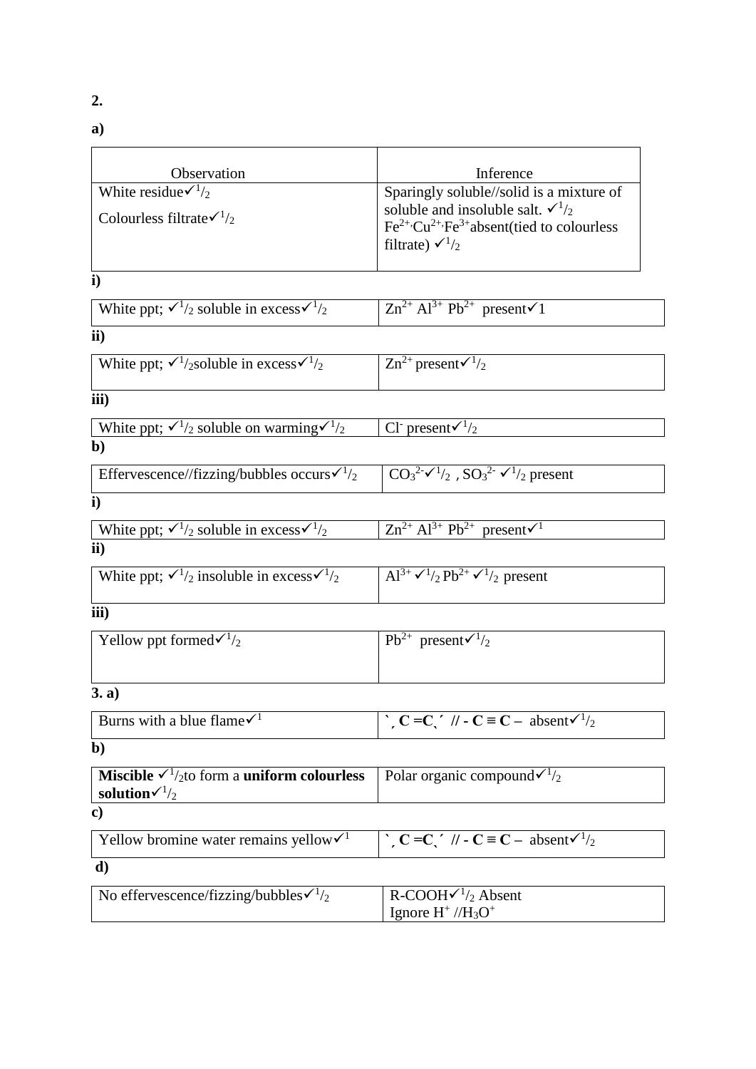**2.**

**a)**

| Observation | Inference |
|---|---|
| White residue✓$^{1}/_{2}$<br>Colourless filtrate✓$^{1}/_{2}$ | Sparingly soluble//solid is a mixture of soluble and insoluble salt. ✓$^{1}/_{2}$<br>$Fe^{2+}$,$Cu^{2+}$,$Fe^{3+}$absent(tied to colourless filtrate) ✓$^{1}/_{2}$ |

**i)**

| | |
|---|---|
| White ppt; ✓$^{1}/_{2}$ soluble in excess✓$^{1}/_{2}$ | $Zn^{2+}$ $Al^{3+}$ $Pb^{2+}$ present✓1 |

**ii)**

| | |
|---|---|
| White ppt; ✓$^{1}/_{2}$soluble in excess✓$^{1}/_{2}$ | $Zn^{2+}$ present✓$^{1}/_{2}$ |

**iii)**

| | |
|---|---|
| White ppt; ✓$^{1}/_{2}$ soluble on warming✓$^{1}/_{2}$ | $Cl^{-}$ present✓$^{1}/_{2}$ |

**b)**

| | |
|---|---|
| Effervescence//fizzing/bubbles occurs✓$^{1}/_{2}$ | $CO_3^{2-}$✓$^{1}/_{2}$ , $SO_3^{2-}$ ✓$^{1}/_{2}$ present |

**i)**

| | |
|---|---|
| White ppt; ✓$^{1}/_{2}$ soluble in excess✓$^{1}/_{2}$ | $Zn^{2+}$ $Al^{3+}$ $Pb^{2+}$ present✓1 |

**ii)**

| | |
|---|---|
| White ppt; ✓$^{1}/_{2}$ insoluble in excess✓$^{1}/_{2}$ | $Al^{3+}$ ✓$^{1}/_{2}$ $Pb^{2+}$ ✓$^{1}/_{2}$ present |

**iii)**

| | |
|---|---|
| Yellow ppt formed✓$^{1}/_{2}$ | $Pb^{2+}$ present✓$^{1}/_{2}$ |

**3. a)**

| | |
|---|---|
| Burns with a blue flame✓1 | **C =C // - C ≡ C –** absent✓$^{1}/_{2}$ |

**b)**

| | |
|---|---|
| **Miscible** ✓$^{1}/_{2}$to form a **uniform colourless solution**✓$^{1}/_{2}$ | Polar organic compound✓$^{1}/_{2}$ |

**c)**

| | |
|---|---|
| Yellow bromine water remains yellow✓1 | **C =C // - C ≡ C –** absent✓$^{1}/_{2}$ |

**d)**

| | |
|---|---|
| No effervescence/fizzing/bubbles✓$^{1}/_{2}$ | R-COOH✓$^{1}/_{2}$ Absent<br>Ignore $H^{+}$ //$H_3O^{+}$ |